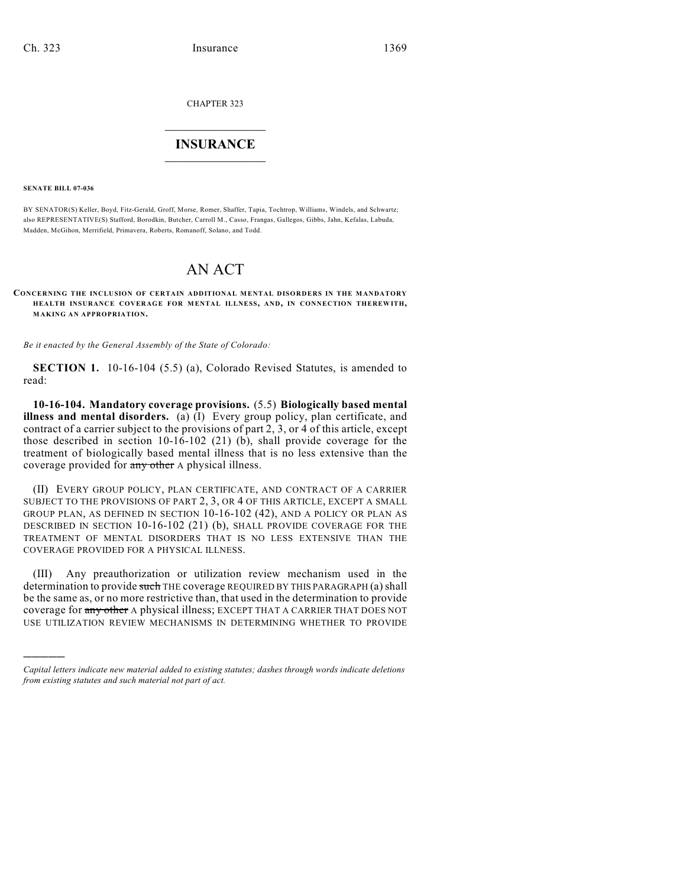CHAPTER 323

# INSURANCE

**SENATE BILL 07-036**

BY SENATOR(S) Keller, Boyd, Fitz-Gerald, Groff, Morse, Romer, Shaffer, Tapia, Tochtrop, Williams, Windels, and Schwartz; also REPRESENTATIVE(S) Stafford, Borodkin, Butcher, Carroll M., Casso, Frangas, Gallegos, Gibbs, Jahn, Kefalas, Labuda, Madden, McGihon, Merrifield, Primavera, Roberts, Romanoff, Solano, and Todd.

# AN ACT

**CONCERNING THE INCLUSION OF CERTAIN ADDITIONAL MENTAL DISORDERS IN THE MANDATORY HEALTH INSURANCE COVERAGE FOR MENTAL ILLNESS, AND, IN CONNECTION THEREWITH, MAKING AN APPROPRIATION.**

*Be it enacted by the General Assembly of the State of Colorado:*

**SECTION 1.** 10-16-104 (5.5) (a), Colorado Revised Statutes, is amended to read:

**10-16-104. Mandatory coverage provisions.** (5.5) **Biologically based mental illness and mental disorders.** (a) (I) Every group policy, plan certificate, and contract of a carrier subject to the provisions of part 2, 3, or 4 of this article, except those described in section 10-16-102 (21) (b), shall provide coverage for the treatment of biologically based mental illness that is no less extensive than the coverage provided for ~~any other~~ A physical illness.

(II) EVERY GROUP POLICY, PLAN CERTIFICATE, AND CONTRACT OF A CARRIER SUBJECT TO THE PROVISIONS OF PART 2, 3, OR 4 OF THIS ARTICLE, EXCEPT A SMALL GROUP PLAN, AS DEFINED IN SECTION 10-16-102 (42), AND A POLICY OR PLAN AS DESCRIBED IN SECTION 10-16-102 (21) (b), SHALL PROVIDE COVERAGE FOR THE TREATMENT OF MENTAL DISORDERS THAT IS NO LESS EXTENSIVE THAN THE COVERAGE PROVIDED FOR A PHYSICAL ILLNESS.

(III) Any preauthorization or utilization review mechanism used in the determination to provide ~~such~~ THE coverage REQUIRED BY THIS PARAGRAPH (a) shall be the same as, or no more restrictive than, that used in the determination to provide coverage for ~~any other~~ A physical illness; EXCEPT THAT A CARRIER THAT DOES NOT USE UTILIZATION REVIEW MECHANISMS IN DETERMINING WHETHER TO PROVIDE

*Capital letters indicate new material added to existing statutes; dashes through words indicate deletions from existing statutes and such material not part of act.*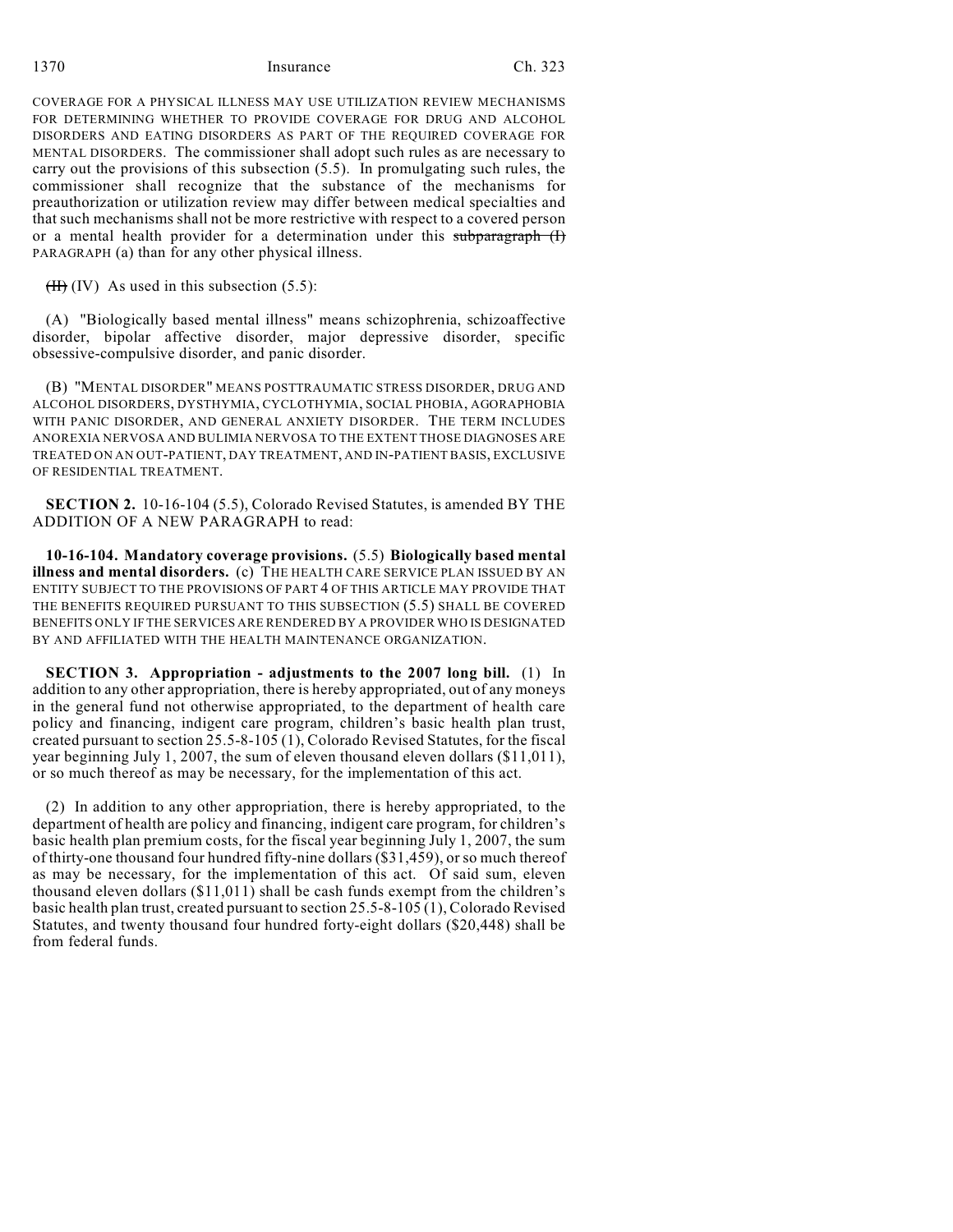COVERAGE FOR A PHYSICAL ILLNESS MAY USE UTILIZATION REVIEW MECHANISMS FOR DETERMINING WHETHER TO PROVIDE COVERAGE FOR DRUG AND ALCOHOL DISORDERS AND EATING DISORDERS AS PART OF THE REQUIRED COVERAGE FOR MENTAL DISORDERS. The commissioner shall adopt such rules as are necessary to carry out the provisions of this subsection (5.5). In promulgating such rules, the commissioner shall recognize that the substance of the mechanisms for preauthorization or utilization review may differ between medical specialties and that such mechanisms shall not be more restrictive with respect to a covered person or a mental health provider for a determination under this ~~subparagraph (I)~~ PARAGRAPH (a) than for any other physical illness.

~~(II)~~ (IV) As used in this subsection (5.5):

(A) "Biologically based mental illness" means schizophrenia, schizoaffective disorder, bipolar affective disorder, major depressive disorder, specific obsessive-compulsive disorder, and panic disorder.

(B) "MENTAL DISORDER" MEANS POSTTRAUMATIC STRESS DISORDER, DRUG AND ALCOHOL DISORDERS, DYSTHYMIA, CYCLOTHYMIA, SOCIAL PHOBIA, AGORAPHOBIA WITH PANIC DISORDER, AND GENERAL ANXIETY DISORDER. THE TERM INCLUDES ANOREXIA NERVOSA AND BULIMIA NERVOSA TO THE EXTENT THOSE DIAGNOSES ARE TREATED ON AN OUT-PATIENT, DAY TREATMENT, AND IN-PATIENT BASIS, EXCLUSIVE OF RESIDENTIAL TREATMENT.

**SECTION 2.** 10-16-104 (5.5), Colorado Revised Statutes, is amended BY THE ADDITION OF A NEW PARAGRAPH to read:

**10-16-104. Mandatory coverage provisions.** (5.5) **Biologically based mental illness and mental disorders.** (c) THE HEALTH CARE SERVICE PLAN ISSUED BY AN ENTITY SUBJECT TO THE PROVISIONS OF PART 4 OF THIS ARTICLE MAY PROVIDE THAT THE BENEFITS REQUIRED PURSUANT TO THIS SUBSECTION (5.5) SHALL BE COVERED BENEFITS ONLY IF THE SERVICES ARE RENDERED BY A PROVIDER WHO IS DESIGNATED BY AND AFFILIATED WITH THE HEALTH MAINTENANCE ORGANIZATION.

**SECTION 3. Appropriation - adjustments to the 2007 long bill.** (1) In addition to any other appropriation, there is hereby appropriated, out of any moneys in the general fund not otherwise appropriated, to the department of health care policy and financing, indigent care program, children's basic health plan trust, created pursuant to section 25.5-8-105 (1), Colorado Revised Statutes, for the fiscal year beginning July 1, 2007, the sum of eleven thousand eleven dollars ($11,011), or so much thereof as may be necessary, for the implementation of this act.

(2) In addition to any other appropriation, there is hereby appropriated, to the department of health are policy and financing, indigent care program, for children's basic health plan premium costs, for the fiscal year beginning July 1, 2007, the sum of thirty-one thousand four hundred fifty-nine dollars ($31,459), or so much thereof as may be necessary, for the implementation of this act. Of said sum, eleven thousand eleven dollars ($11,011) shall be cash funds exempt from the children's basic health plan trust, created pursuant to section 25.5-8-105 (1), Colorado Revised Statutes, and twenty thousand four hundred forty-eight dollars ($20,448) shall be from federal funds.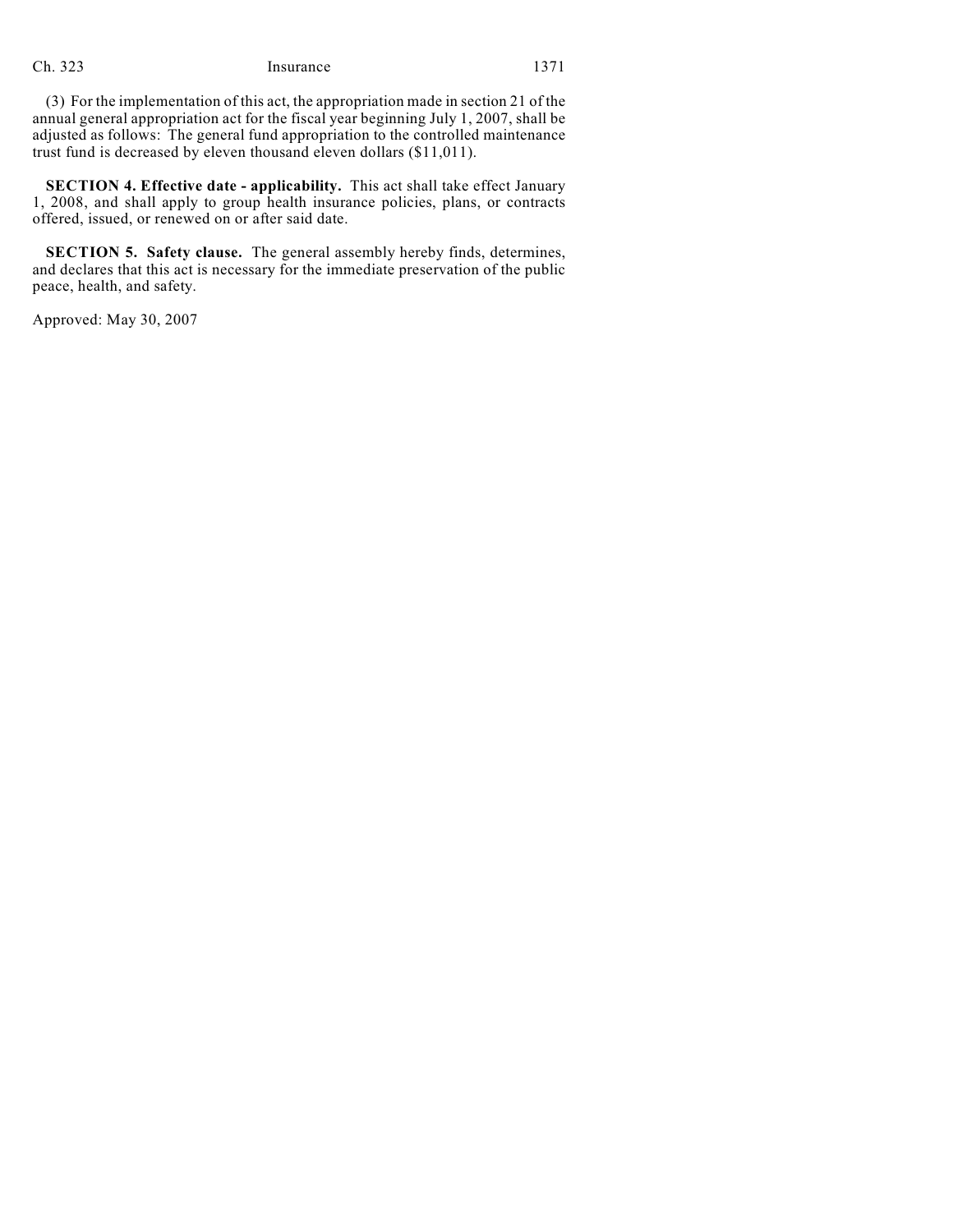(3) For the implementation of this act, the appropriation made in section 21 of the annual general appropriation act for the fiscal year beginning July 1, 2007, shall be adjusted as follows: The general fund appropriation to the controlled maintenance trust fund is decreased by eleven thousand eleven dollars ($11,011).

**SECTION 4. Effective date - applicability.** This act shall take effect January 1, 2008, and shall apply to group health insurance policies, plans, or contracts offered, issued, or renewed on or after said date.

**SECTION 5. Safety clause.** The general assembly hereby finds, determines, and declares that this act is necessary for the immediate preservation of the public peace, health, and safety.

Approved: May 30, 2007